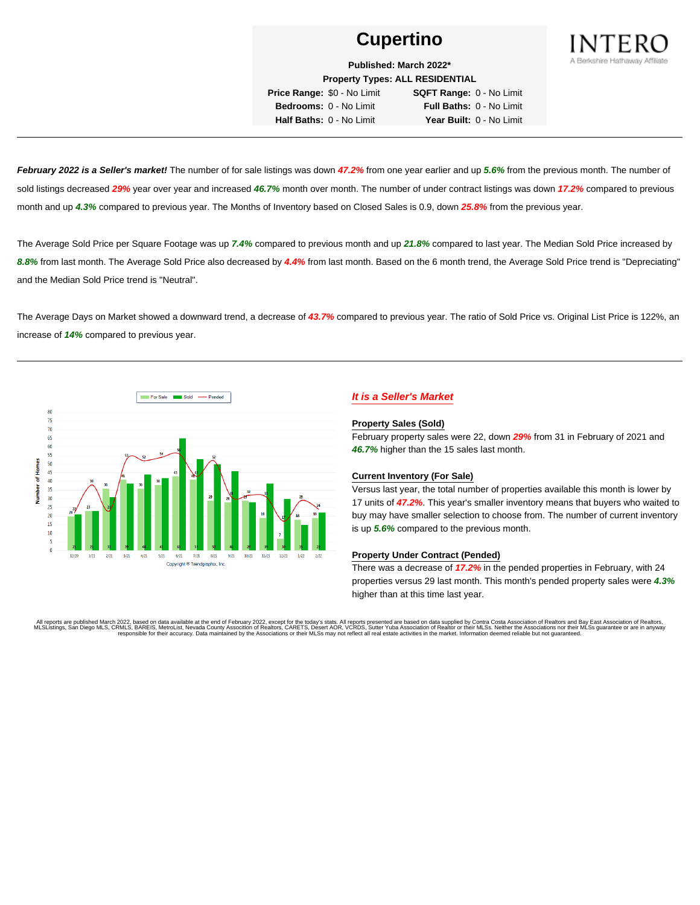# Cupertino

**Published: March 2022***

**Property Types: ALL RESIDENTIAL**

| | | | |
|---|---|---|---|
| **Price Range:** | $0 - No Limit | **SQFT Range:** | 0 - No Limit |
| **Bedrooms:** | 0 - No Limit | **Full Baths:** | 0 - No Limit |
| **Half Baths:** | 0 - No Limit | **Year Built:** | 0 - No Limit |

INTERO
A Berkshire Hathaway Affiliate

---

***February 2022 is a Seller's market!*** The number of for sale listings was down ***47.2%*** from one year earlier and up ***5.6%*** from the previous month. The number of sold listings decreased ***29%*** year over year and increased ***46.7%*** month over month. The number of under contract listings was down ***17.2%*** compared to previous month and up ***4.3%*** compared to previous year. The Months of Inventory based on Closed Sales is 0.9, down ***25.8%*** from the previous year.

The Average Sold Price per Square Footage was up ***7.4%*** compared to previous month and up ***21.8%*** compared to last year. The Median Sold Price increased by ***8.8%*** from last month. The Average Sold Price also decreased by ***4.4%*** from last month. Based on the 6 month trend, the Average Sold Price trend is "Depreciating" and the Median Sold Price trend is "Neutral".

The Average Days on Market showed a downward trend, a decrease of ***43.7%*** compared to previous year. The ratio of Sold Price vs. Original List Price is 122%, an increase of ***14%*** compared to previous year.

---

| Month | For Sale | Sold | Pended |
|---|---|---|---|
| 12/20 | 20 | 21 | 22 |
| 1/21 | 23 | 23 | 38 |
| 2/21 | 36 | 31 | 22 |
| 3/21 | 41 | 39 | 53 |
| 4/21 | 36 | 44 | 52 |
| 5/21 | 38 | 42 | 54 |
| 6/21 | 43 | 65 | 56 |
| 7/21 | 41 | 53 | 43 |
| 8/21 | 29 | 50 | 52 |
| 9/21 | 28 | 46 | 31 |
| 10/21 | 29 | 28 | 32 |
| 11/21 | 19 | 39 | 31 |
| 12/21 | 7 | 30 | 17 |
| 1/22 | 18 | 15 | 29 |
| 2/22 | 19 | 22 | 24 |

Copyright © Trendgraphix, Inc.

## *It is a Seller's Market*

**Property Sales (Sold)**

February property sales were 22, down ***29%*** from 31 in February of 2021 and ***46.7%*** higher than the 15 sales last month.

**Current Inventory (For Sale)**

Versus last year, the total number of properties available this month is lower by 17 units of ***47.2%***. This year's smaller inventory means that buyers who waited to buy may have smaller selection to choose from. The number of current inventory is up ***5.6%*** compared to the previous month.

**Property Under Contract (Pended)**

There was a decrease of ***17.2%*** in the pended properties in February, with 24 properties versus 29 last month. This month's pended property sales were ***4.3%*** higher than at this time last year.

All reports are published March 2022, based on data available at the end of February 2022, except for the today's stats. All reports presented are based on data supplied by Contra Costa Association of Realtors and Bay East Association of Realtors, MLSListings, San Diego MLS, CRMLS, BAREIS, MetroList, Nevada County Association of Realtors, CARETS, Desert AOR, VCRDS, Sutter Yuba Association of Realtor or their MLSs. Neither the Associations nor their MLSs guarantee or are in anyway responsible for their accuracy. Data maintained by the Associations or their MLSs may not reflect all real estate activities in the market. Information deemed reliable but not guaranteed.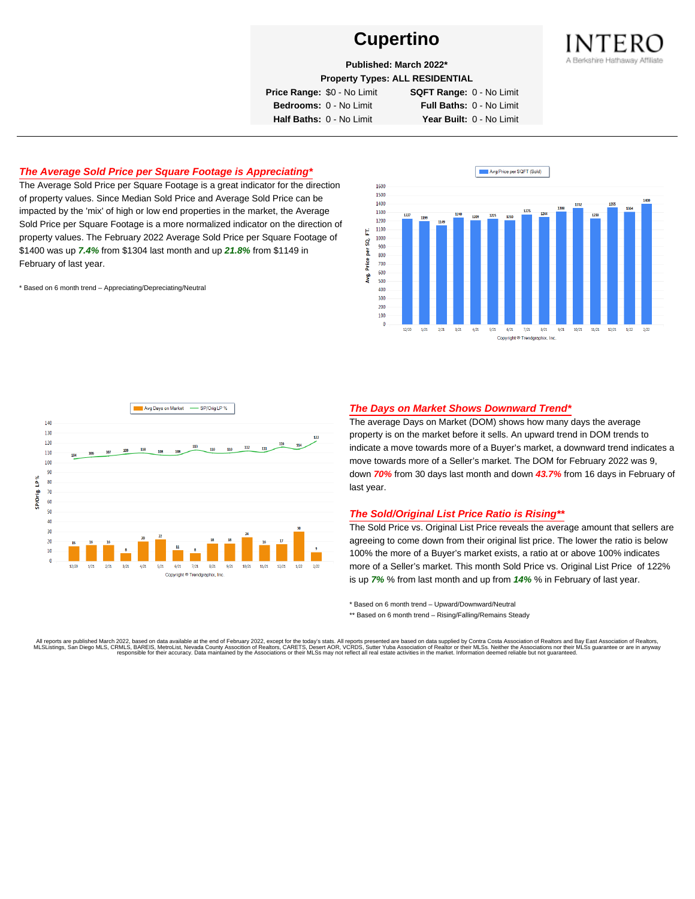# Cupertino

**Published: March 2022***

**Property Types: ALL RESIDENTIAL**

| | | | |
|---|---|---|---|
| **Price Range:** | $0 - No Limit | **SQFT Range:** | 0 - No Limit |
| **Bedrooms:** | 0 - No Limit | **Full Baths:** | 0 - No Limit |
| **Half Baths:** | 0 - No Limit | **Year Built:** | 0 - No Limit |

INTERO
A Berkshire Hathaway Affiliate

## *The Average Sold Price per Square Footage is Appreciating**

The Average Sold Price per Square Footage is a great indicator for the direction of property values. Since Median Sold Price and Average Sold Price can be impacted by the 'mix' of high or low end properties in the market, the Average Sold Price per Square Footage is a more normalized indicator on the direction of property values. The February 2022 Average Sold Price per Square Footage of $1400 was up ***7.4%*** from $1304 last month and up ***21.8%*** from $1149 in February of last year.

* Based on 6 month trend – Appreciating/Depreciating/Neutral

Avg Price per SQFT (Sold)

| Month | 12/20 | 1/21 | 2/21 | 3/21 | 4/21 | 5/21 | 6/21 | 7/21 | 8/21 | 9/21 | 10/21 | 11/21 | 12/21 | 1/22 | 2/22 |
|---|---|---|---|---|---|---|---|---|---|---|---|---|---|---|---|
| Avg. Price per SQ. FT. | 1227 | 1199 | 1149 | 1240 | 1209 | 1225 | 1210 | 1275 | 1244 | 1308 | 1352 | 1230 | 1355 | 1304 | 1400 |

Copyright ® Trendgraphix, Inc.

Avg Days on Market / SP/Orig LP %

| Month | 12/20 | 1/21 | 2/21 | 3/21 | 4/21 | 5/21 | 6/21 | 7/21 | 8/21 | 9/21 | 10/21 | 11/21 | 12/21 | 1/22 | 2/22 |
|---|---|---|---|---|---|---|---|---|---|---|---|---|---|---|---|
| Avg Days on Market | 15 | 16 | 16 | 8 | 20 | 22 | 11 | 8 | 18 | 18 | 24 | 16 | 17 | 30 | 9 |
| SP/Orig LP % | 104 | 106 | 107 | 109 | 110 | 108 | 108 | 113 | 110 | 110 | 112 | 111 | 116 | 114 | 122 |

Copyright ® Trendgraphix, Inc.

## *The Days on Market Shows Downward Trend**

The average Days on Market (DOM) shows how many days the average property is on the market before it sells. An upward trend in DOM trends to indicate a move towards more of a Buyer's market, a downward trend indicates a move towards more of a Seller's market. The DOM for February 2022 was 9, down ***70%*** from 30 days last month and down ***43.7%*** from 16 days in February of last year.

## *The Sold/Original List Price Ratio is Rising***

The Sold Price vs. Original List Price reveals the average amount that sellers are agreeing to come down from their original list price. The lower the ratio is below 100% the more of a Buyer's market exists, a ratio at or above 100% indicates more of a Seller's market. This month Sold Price vs. Original List Price of 122% is up ***7%*** % from last month and up from ***14%*** % in February of last year.

* Based on 6 month trend – Upward/Downward/Neutral

** Based on 6 month trend – Rising/Falling/Remains Steady

All reports are published March 2022, based on data available at the end of February 2022, except for the today's stats. All reports presented are based on data supplied by Contra Costa Association of Realtors and Bay East Association of Realtors, MLSListings, San Diego MLS, CRMLS, BAREIS, MetroList, Nevada County Association of Realtors, CARETS, Desert AOR, VCRDS, Sutter Yuba Association of Realtor or their MLSs. Neither the Associations nor their MLSs guarantee or are in anyway responsible for their accuracy. Data maintained by the Associations or their MLSs may not reflect all real estate activities in the market. Information deemed reliable but not guaranteed.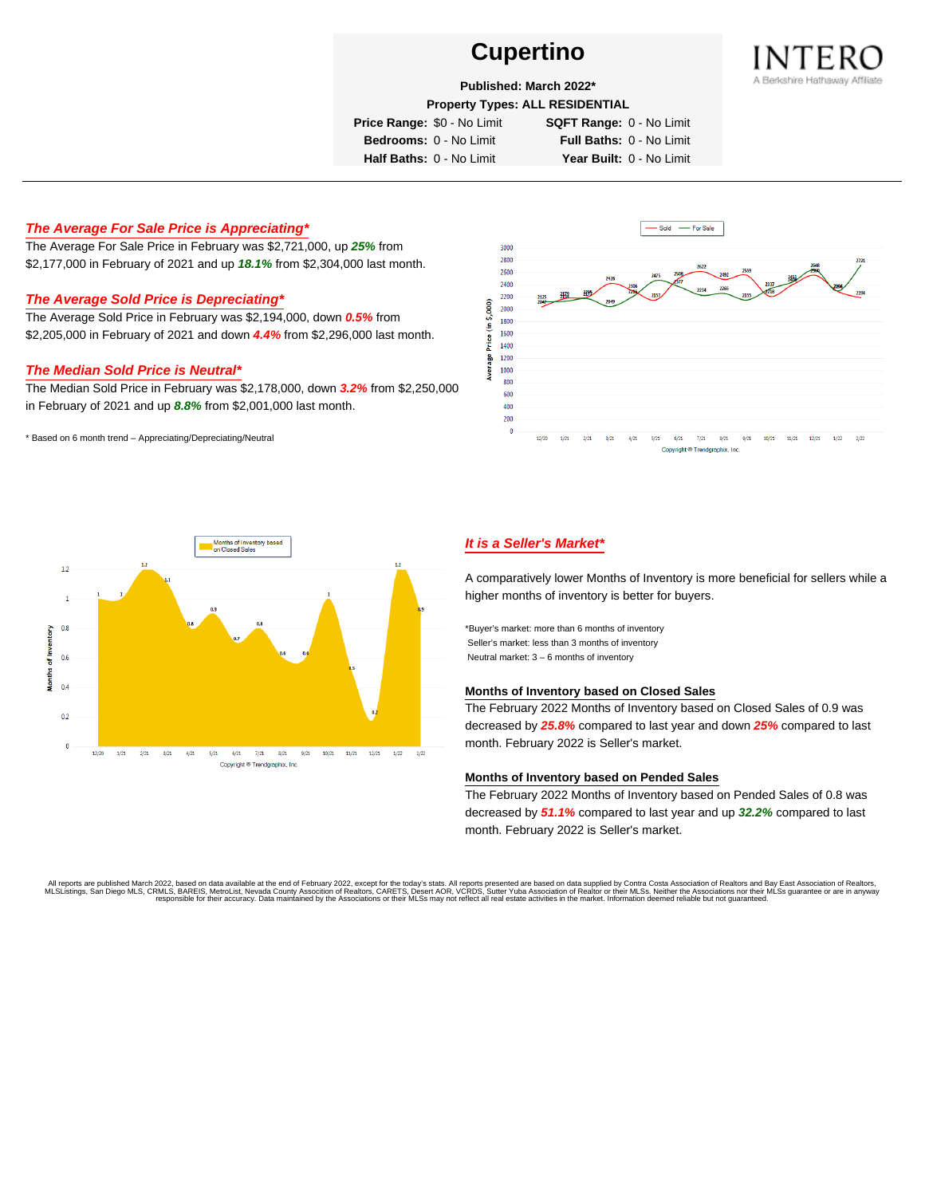# Cupertino

**Published: March 2022***

**Property Types: ALL RESIDENTIAL**

**Price Range:** $0 - No Limit **SQFT Range:** 0 - No Limit

**Bedrooms:** 0 - No Limit **Full Baths:** 0 - No Limit

**Half Baths:** 0 - No Limit **Year Built:** 0 - No Limit

INTERO
A Berkshire Hathaway Affiliate

## *The Average For Sale Price is Appreciating**

The Average For Sale Price in February was $2,721,000, up ***25%*** from $2,177,000 in February of 2021 and up ***18.1%*** from $2,304,000 last month.

## *The Average Sold Price is Depreciating**

The Average Sold Price in February was $2,194,000, down ***0.5%*** from $2,205,000 in February of 2021 and down ***4.4%*** from $2,296,000 last month.

## *The Median Sold Price is Neutral**

The Median Sold Price in February was $2,178,000, down ***3.2%*** from $2,250,000 in February of 2021 and up ***8.8%*** from $2,001,000 last month.

* Based on 6 month trend – Appreciating/Depreciating/Neutral

## *It is a Seller's Market**

A comparatively lower Months of Inventory is more beneficial for sellers while a higher months of inventory is better for buyers.

*Buyer's market: more than 6 months of inventory
Seller's market: less than 3 months of inventory
Neutral market: 3 – 6 months of inventory

### Months of Inventory based on Closed Sales

The February 2022 Months of Inventory based on Closed Sales of 0.9 was decreased by ***25.8%*** compared to last year and down ***25%*** compared to last month. February 2022 is Seller's market.

### Months of Inventory based on Pended Sales

The February 2022 Months of Inventory based on Pended Sales of 0.8 was decreased by ***51.1%*** compared to last year and up ***32.2%*** compared to last month. February 2022 is Seller's market.

All reports are published March 2022, based on data available at the end of February 2022, except for the today's stats. All reports presented are based on data supplied by Contra Costa Association of Realtors and Bay East Association of Realtors, MLSListings, San Diego MLS, CRMLS, BAREIS, MetroList, Nevada County Association of Realtors, CARETS, Desert AOR, VCRDS, Sutter Yuba Association of Realtor or their MLSs. Neither the Associations nor their MLSs guarantee or are in anyway responsible for their accuracy. Data maintained by the Associations or their MLSs may not reflect all real estate activities in the market. Information deemed reliable but not guaranteed.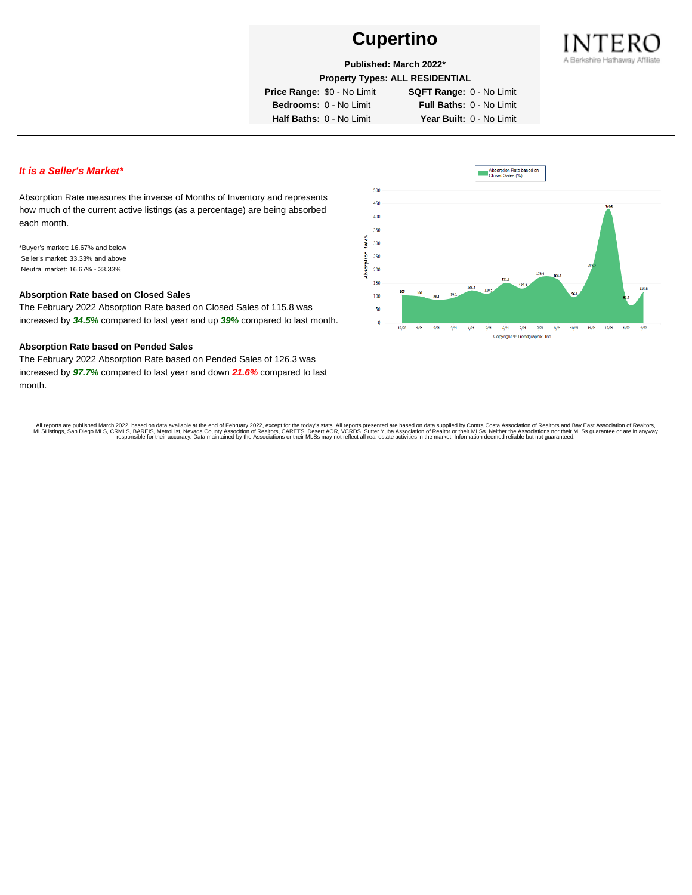# Cupertino

**Published: March 2022***

**Property Types: ALL RESIDENTIAL**

**Price Range:** $0 - No Limit **SQFT Range:** 0 - No Limit
**Bedrooms:** 0 - No Limit **Full Baths:** 0 - No Limit
**Half Baths:** 0 - No Limit **Year Built:** 0 - No Limit

INTERO
A Berkshire Hathaway Affiliate

---

## *It is a Seller's Market**

Absorption Rate measures the inverse of Months of Inventory and represents how much of the current active listings (as a percentage) are being absorbed each month.

*Buyer's market: 16.67% and below
Seller's market: 33.33% and above
Neutral market: 16.67% - 33.33%

Absorption Rate based on Closed Sales (%)

Absorption Rate%

500
450
400
350
300
250
200
150
100
50
0

105
100
86.1
95.1
122.2
110.5
151.2
125.3
172.4
164.3
96.6
205.3
428.6
83.5
115.8

12/20 1/21 2/21 3/21 4/21 5/21 6/21 7/21 8/21 9/21 10/21 11/21 12/21 1/22 2/22

Copyright ® Trendgraphix, Inc.

### Absorption Rate based on Closed Sales

The February 2022 Absorption Rate based on Closed Sales of 115.8 was increased by ***34.5%*** compared to last year and up ***39%*** compared to last month.

### Absorption Rate based on Pended Sales

The February 2022 Absorption Rate based on Pended Sales of 126.3 was increased by ***97.7%*** compared to last year and down ***21.6%*** compared to last month.

All reports are published March 2022, based on data available at the end of February 2022, except for the today's stats. All reports presented are based on data supplied by Contra Costa Association of Realtors and Bay East Association of Realtors, MLSListings, San Diego MLS, CRMLS, BAREIS, MetroList, Nevada County Association of Realtors, CARETS, Desert AOR, VCRDS, Sutter Yuba Association of Realtor or their MLSs. Neither the Associations nor their MLSs guarantee or are in anyway responsible for their accuracy. Data maintained by the Associations or their MLSs may not reflect all real estate activities in the market. Information deemed reliable but not guaranteed.